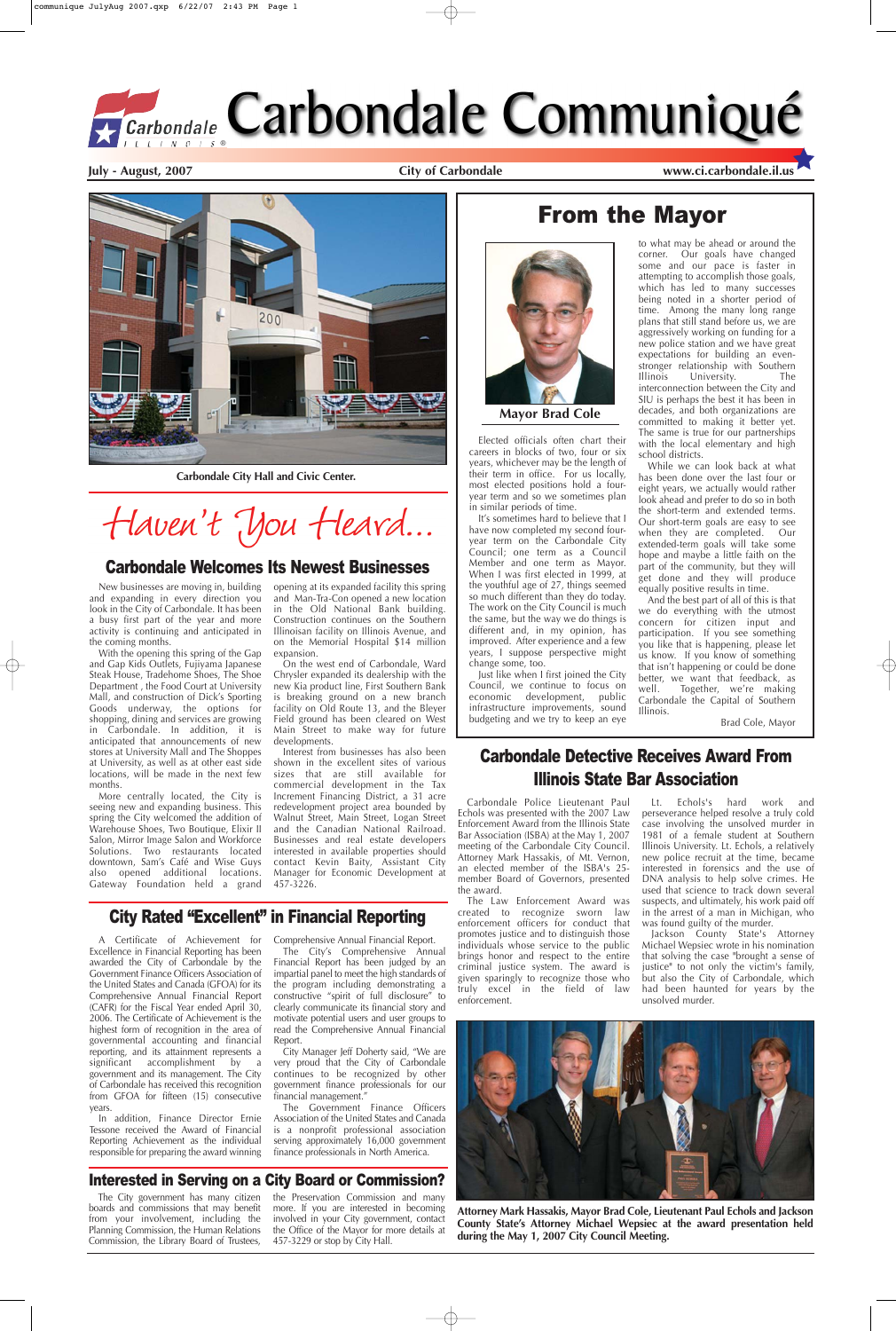# Carbondale Communiqué

**July - August, 2007** **City of Carbondale** **www.ci.carbondale.il.us**

**Carbondale City Hall and Civic Center.**

*Haven't You Heard...*

## Carbondale Welcomes Its Newest Businesses

New businesses are moving in, building and expanding in every direction you look in the City of Carbondale. It has been a busy first part of the year and more activity is continuing and anticipated in the coming months.

With the opening this spring of the Gap and Gap Kids Outlets, Fujiyama Japanese Steak House, Tradehome Shoes, The Shoe Department , the Food Court at University Mall, and construction of Dick's Sporting Goods underway, the options for shopping, dining and services are growing in Carbondale. In addition, it is anticipated that announcements of new stores at University Mall and The Shoppes at University, as well as at other east side locations, will be made in the next few months.

More centrally located, the City is seeing new and expanding business. This spring the City welcomed the addition of Warehouse Shoes, Two Boutique, Elixir II Salon, Mirror Image Salon and Workforce Solutions. Two restaurants located downtown, Sam's Café and Wise Guys also opened additional locations. Gateway Foundation held a grand opening at its expanded facility this spring and Man-Tra-Con opened a new location in the Old National Bank building. Construction continues on the Southern Illinoisan facility on Illinois Avenue, and on the Memorial Hospital $14 million expansion.

On the west end of Carbondale, Ward Chrysler expanded its dealership with the new Kia product line, First Southern Bank is breaking ground on a new branch facility on Old Route 13, and the Bleyer Field ground has been cleared on West Main Street to make way for future developments.

Interest from businesses has also been shown in the excellent sites of various sizes that are still available for commercial development in the Tax Increment Financing District, a 31 acre redevelopment project area bounded by Walnut Street, Main Street, Logan Street and the Canadian National Railroad. Businesses and real estate developers interested in available properties should contact Kevin Baity, Assistant City Manager for Economic Development at 457-3226.

## City Rated "Excellent" in Financial Reporting

A Certificate of Achievement for Excellence in Financial Reporting has been awarded the City of Carbondale by the Government Finance Officers Association of the United States and Canada (GFOA) for its Comprehensive Annual Financial Report (CAFR) for the Fiscal Year ended April 30, 2006. The Certificate of Achievement is the highest form of recognition in the area of governmental accounting and financial reporting, and its attainment represents a significant accomplishment by a government and its management. The City of Carbondale has received this recognition from GFOA for fifteen (15) consecutive years.

In addition, Finance Director Ernie Tessone received the Award of Financial Reporting Achievement as the individual responsible for preparing the award winning Comprehensive Annual Financial Report.

The City's Comprehensive Annual Financial Report has been judged by an impartial panel to meet the high standards of the program including demonstrating a constructive "spirit of full disclosure" to clearly communicate its financial story and motivate potential users and user groups to read the Comprehensive Annual Financial Report.

City Manager Jeff Doherty said, "We are very proud that the City of Carbondale continues to be recognized by other government finance professionals for our financial management."

The Government Finance Officers Association of the United States and Canada is a nonprofit professional association serving approximately 16,000 government finance professionals in North America.

## Interested in Serving on a City Board or Commission?

The City government has many citizen boards and commissions that may benefit from your involvement, including the Planning Commission, the Human Relations Commission, the Library Board of Trustees, the Preservation Commission and many more. If you are interested in becoming involved in your City government, contact the Office of the Mayor for more details at 457-3229 or stop by City Hall.

## From the Mayor

**Mayor Brad Cole**

Elected officials often chart their careers in blocks of two, four or six years, whichever may be the length of their term in office. For us locally, most elected positions hold a four-year term and so we sometimes plan in similar periods of time.

It's sometimes hard to believe that I have now completed my second four-year term on the Carbondale City Council; one term as a Council Member and one term as Mayor. When I was first elected in 1999, at the youthful age of 27, things seemed so much different than they do today. The work on the City Council is much the same, but the way we do things is different and, in my opinion, has improved. After experience and a few years, I suppose perspective might change some, too.

Just like when I first joined the City Council, we continue to focus on economic development, public infrastructure improvements, sound budgeting and we try to keep an eye to what may be ahead or around the corner. Our goals have changed some and our pace is faster in attempting to accomplish those goals, which has led to many successes being noted in a shorter period of time. Among the many long range plans that still stand before us, we are aggressively working on funding for a new police station and we have great expectations for building an even-stronger relationship with Southern Illinois University. The interconnection between the City and SIU is perhaps the best it has been in decades, and both organizations are committed to making it better yet. The same is true for our partnerships with the local elementary and high school districts.

While we can look back at what has been done over the last four or eight years, we actually would rather look ahead and prefer to do so in both the short-term and extended terms. Our short-term goals are easy to see when they are completed. Our extended-term goals will take some hope and maybe a little faith on the part of the community, but they will get done and they will produce equally positive results in time.

And the best part of all of this is that we do everything with the utmost concern for citizen input and participation. If you see something you like that is happening, please let us know. If you know of something that isn't happening or could be done better, we want that feedback, as well. Together, we're making Carbondale the Capital of Southern Illinois.

Brad Cole, Mayor

## Carbondale Detective Receives Award From Illinois State Bar Association

Carbondale Police Lieutenant Paul Echols was presented with the 2007 Law Enforcement Award from the Illinois State Bar Association (ISBA) at the May 1, 2007 meeting of the Carbondale City Council. Attorney Mark Hassakis, of Mt. Vernon, an elected member of the ISBA's 25-member Board of Governors, presented the award.

The Law Enforcement Award was created to recognize sworn law enforcement officers for conduct that promotes justice and to distinguish those individuals whose service to the public brings honor and respect to the entire criminal justice system. The award is given sparingly to recognize those who truly excel in the field of law enforcement.

Lt. Echols's hard work and perseverance helped resolve a truly cold case involving the unsolved murder in 1981 of a female student at Southern Illinois University. Lt. Echols, a relatively new police recruit at the time, became interested in forensics and the use of DNA analysis to help solve crimes. He used that science to track down several suspects, and ultimately, his work paid off in the arrest of a man in Michigan, who was found guilty of the murder.

Jackson County State's Attorney Michael Wepsiec wrote in his nomination that solving the case "brought a sense of justice" to not only the victim's family, but also the City of Carbondale, which had been haunted for years by the unsolved murder.

**Attorney Mark Hassakis, Mayor Brad Cole, Lieutenant Paul Echols and Jackson County State's Attorney Michael Wepsiec at the award presentation held during the May 1, 2007 City Council Meeting.**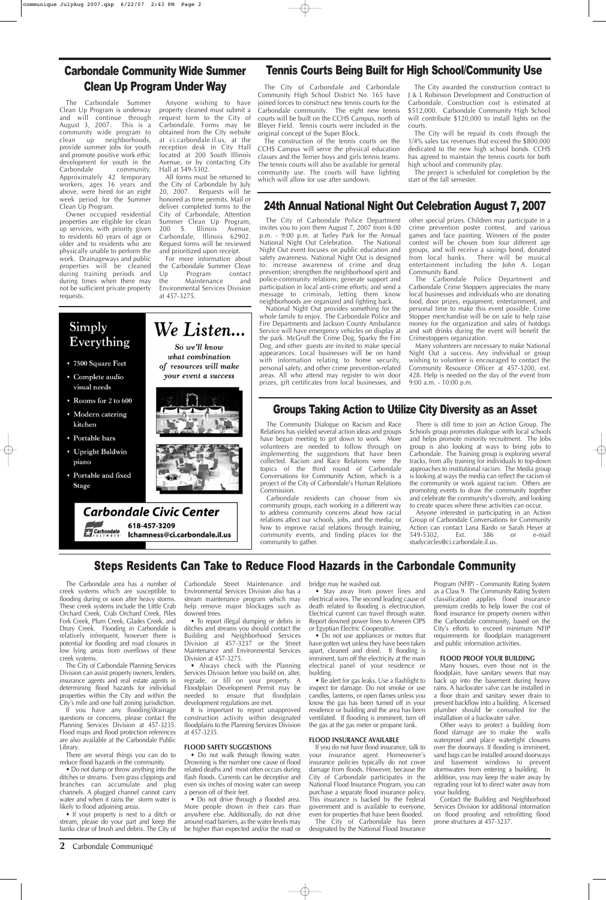## Carbondale Community Wide Summer Clean Up Program Under Way

The Carbondale Summer Clean Up Program is underway and will continue through August 3, 2007. This is a community wide program to clean up neighborhoods, provide summer jobs for youth and promote positive work ethic development for youth in the Carbondale community. Approximately 42 temporary workers, ages 16 years and above, were hired for an eight week period for the Summer Clean Up Program.

Owner occupied residential properties are eligible for clean up services, with priority given to residents 60 years of age or older and to residents who are physically unable to perform the work. Drainageways and public properties will be cleaned during training periods and during times when there may not be sufficient private property requests.

Anyone wishing to have property cleaned must submit a request form to the City of Carbondale. Forms may be obtained from the City website at ci.carbondale.il.us, at the reception desk in City Hall located at 200 South Illinois Avenue, or by contacting City Hall at 549-5302.

All forms must be returned to the City of Carbondale by July 20, 2007. Requests will be honored as time permits. Mail or deliver completed forms to the City of Carbondale, Attention Summer Clean Up Program, 200 S. Illinois Avenue, Carbondale, Illinois 62902. Request forms will be reviewed and prioritized upon receipt.

For more information about the Carbondale Summer Clean Up Program contact the Maintenance and Environmental Services Division at 457-3275.

## Tennis Courts Being Built for High School/Community Use

The City of Carbondale and Carbondale Community High School District No. 165 have joined forces to construct new tennis courts for the Carbondale community. The eight new tennis courts will be built on the CCHS Campus, north of Bleyer Field. Tennis courts were included in the original concept of the Super Block.

The construction of the tennis courts on the CCHS Campus will serve the physical education classes and the Terrier boys and girls tennis teams. The tennis courts will also be available for general community use. The courts will have lighting which will allow for use after sundown.

The City awarded the construction contract to J & L Robinson Development and Construction of Carbondale. Construction cost is estimated at $512,000. Carbondale Community High School will contribute $120,000 to install lights on the courts.

The City will be repaid its costs through the 1/4% sales tax revenues that exceed the $800,000 dedicated to the new high school bonds. CCHS has agreed to maintain the tennis courts for both high school and community play.

The project is scheduled for completion by the start of the fall semester.

## 24th Annual National Night Out Celebration August 7, 2007

The City of Carbondale Police Department invites you to join them August 7, 2007 from 6:00 p.m. - 9:00 p.m. at Turley Park for the Annual National Night Out Celebration. The National Night Out event focuses on public education and safety awareness. National Night Out is designed to: increase awareness of crime and drug prevention; strengthen the neighborhood spirit and police-community relations; generate support and participation in local anti-crime efforts; and send a message to criminals, letting them know neighborhoods are organized and fighting back.

National Night Out provides something for the whole family to enjoy. The Carbondale Police and Fire Departments and Jackson County Ambulance Service will have emergency vehicles on display at the park. McGruff the Crime Dog, Sparky the Fire Dog, and other guests are invited to make special appearances. Local businesses will be on hand with information relating to home security, personal safety, and other crime prevention-related areas. All who attend may register to win door prizes, gift certificates from local businesses, and other special prizes. Children may participate in a crime prevention poster contest, and various games and face painting. Winners of the poster contest will be chosen from four different age groups, and will receive a savings bond, donated from local banks. There will be musical entertainment including the John A. Logan Community Band.

The Carbondale Police Department and Carbondale Crime Stoppers appreciates the many local businesses and individuals who are donating food, door prizes, equipment, entertainment, and personal time to make this event possible. Crime Stopper merchandise will be on sale to help raise money for the organization and sales of hotdogs and soft drinks during the event will benefit the Crimestoppers organization.

Many volunteers are necessary to make National Night Out a success. Any individual or group wishing to volunteer is encouraged to contact the Community Resource Officer at 457-3200, ext. 428. Help is needed on the day of the event from 9:00 a.m. - 10:00 p.m.

## Simply Everything

- 7500 Square Feet
- Complete audio visual needs
- Rooms for 2 to 600
- Modern catering kitchen
- Portable bars
- Upright Baldwin piano
- Portable and fixed Stage

*We Listen...*

*So we'll know what combination of resources will make your event a success*

**Carbondale Civic Center**

618-457-3209
lchamness@ci.carbondale.il.us

## Groups Taking Action to Utilize City Diversity as an Asset

The Community Dialogue on Racism and Race Relations has yielded several action ideas and groups have begun meeting to get down to work. More volunteers are needed to follow through on implementing the suggestions that have been collected. Racism and Race Relations were the topics of the third round of Carbondale Conversations for Community Action, which is a project of the City of Carbondale's Human Relations Commission.

Carbondale residents can choose from six community groups, each working in a different way to address community concerns about how racial relations affect our schools, jobs, and the media; or how to improve racial relations through training, community events, and finding places for the community to gather.

There is still time to join an Action Group. The Schools group promotes dialogue with local schools and helps promote minority recruitment. The Jobs group is also looking at ways to bring jobs to Carbondale. The Training group is exploring several tracks, from ally training for individuals to top-down approaches to institutional racism. The Media group is looking at ways the media can reflect the racism of the community or work against racism. Others are promoting events to draw the community together and celebrate the community's diversity, and looking to create spaces where these activities can occur.

Anyone interested in participating in an Action Group of Carbondale Conversations for Community Action can contact Lana Bardo or Sarah Heyer at 549-5302, Ext. 386 or e-mail studycircles@ci.carbondale.il.us.

## Steps Residents Can Take to Reduce Flood Hazards in the Carbondale Community

The Carbondale area has a number of creek systems which are susceptible to flooding during or soon after heavy storms. These creek systems include the Little Crab Orchard Creek, Crab Orchard Creek, Piles Fork Creek, Plum Creek, Glades Creek, and Drury Creek. Flooding in Carbondale is relatively infrequent, however there is potential for flooding and road closures in low lying areas from overflows of these creek systems.

The City of Carbondale Planning Services Division can assist property owners, lenders, insurance agents and real estate agents in determining flood hazards for individual properties within the City and within the City's mile and one half zoning jurisdiction.

If you have any flooding/drainage questions or concerns, please contact the Planning Services Division at 457-3235. Flood maps and flood protection references are also available at the Carbondale Public Library.

There are several things you can do to reduce flood hazards in the community.

• Do not dump or throw anything into the ditches or streams. Even grass clippings and branches can accumulate and plug channels. A plugged channel cannot carry water and when it rains the storm water is likely to flood adjoining areas.

• If your property is next to a ditch or stream, please do your part and keep the banks clear of brush and debris. The City of Carbondale Street Maintenance and Environmental Services Division also has a stream maintenance program which may help remove major blockages such as downed trees.

• To report illegal dumping or debris in ditches and streams you should contact the Building and Neighborhood Services Division at 457-3237 or the Street Maintenance and Environmental Services Division at 457-3275.

• Always check with the Planning Services Division before you build on, alter, regrade, or fill on your property. A Floodplain Development Permit may be needed to ensure that floodplain development regulations are met.

It is important to report unapproved construction activity within designated floodplains to the Planning Services Division at 457-3235.

**FLOOD SAFETY SUGGESTIONS**

• Do not walk through flowing water. Drowning is the number one cause of flood related deaths and most often occurs during flash floods. Currents can be deceptive and even six inches of moving water can sweep a person off of their feet.

• Do not drive through a flooded area. More people drown in their cars than anywhere else. Additionally, do not drive around road barriers, as the water levels may be higher than expected and/or the road or bridge may be washed out.

• Stay away from power lines and electrical wires. The second leading cause of death related to flooding is electrocution. Electrical current can travel through water. Report downed power lines to Ameren CIPS or Egyptian Electric Cooperative.

• Do not use appliances or motors that have gotten wet unless they have been taken apart, cleaned and dried. If flooding is imminent, turn off the electricity at the main electrical panel of your residence or building.

• Be alert for gas leaks. Use a flashlight to inspect for damage. Do not smoke or use candles, lanterns, or open flames unless you know the gas has been turned off in your residence or building and the area has been ventilated. If flooding is imminent, turn off the gas at the gas meter or propane tank.

**FLOOD INSURANCE AVAILABLE**

If you do not have flood insurance, talk to your insurance agent. Homeowner's insurance policies typically do not cover damage from floods. However, because the City of Carbondale participates in the National Flood Insurance Program, you can purchase a separate flood insurance policy. This insurance is backed by the Federal government and is available to everyone, even for properties that have been flooded.

The City of Carbondale has been designated by the National Flood Insurance Program (NFIP) - Community Rating System as a Class 9. The Community Rating System classification applies flood insurance premium credits to help lower the cost of flood insurance for property owners within the Carbondale community, based on the City's efforts to exceed minimum NFIP requirements for floodplain management and public information activities.

**FLOOD PROOF YOUR BUILDING**

Many houses, even those not in the floodplain, have sanitary sewers that may back up into the basement during heavy rains. A backwater valve can be installed in a floor drain and sanitary sewer drain to prevent backflow into a building. A licensed plumber should be consulted for the installation of a backwater valve.

Other ways to protect a building from flood damage are to make the walls waterproof and place watertight closures over the doorways. If flooding is imminent, sand bags can be installed around doorways and basement windows to prevent stormwaters from entering a building. In addition, you may keep the water away by regrading your lot to direct water away from your building.

Contact the Building and Neighborhood Services Division for additional information on flood proofing and retrofitting flood prone structures at 457-3237.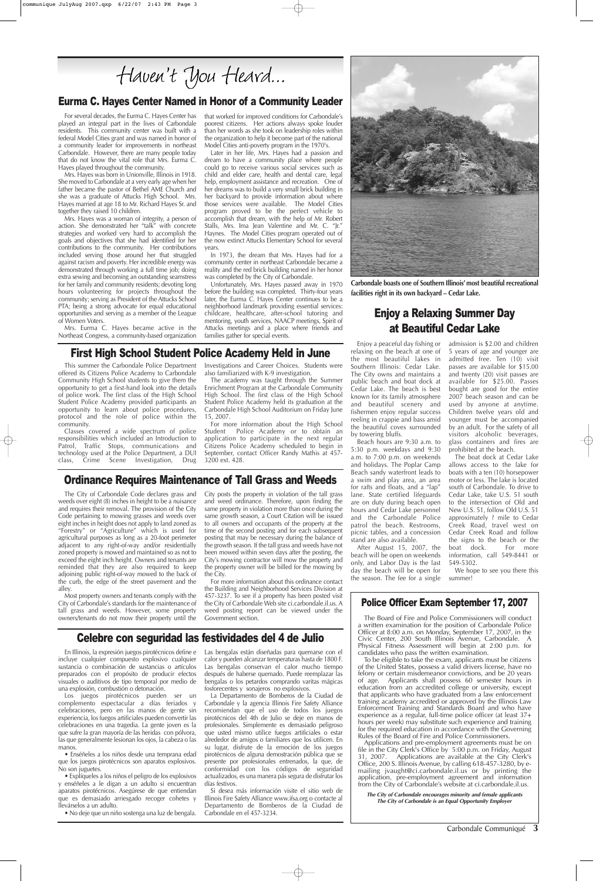# Haven't You Heard...

## Eurma C. Hayes Center Named in Honor of a Community Leader

For several decades, the Eurma C. Hayes Center has played an integral part in the lives of Carbondale residents. This community center was built with a federal Model Cities grant and was named in honor of a community leader for improvements in northeast Carbondale. However, there are many people today that do not know the vital role that Mrs. Eurma C. Hayes played throughout the community.

Mrs. Hayes was born in Unionville, Illinois in 1918. She moved to Carbondale at a very early age when her father became the pastor of Bethel AME Church and she was a graduate of Attucks High School. Mrs. Hayes married at age 18 to Mr. Richard Hayes Sr. and together they raised 10 children.

Mrs. Hayes was a woman of integrity, a person of action. She demonstrated her "talk" with concrete strategies and worked very hard to accomplish the goals and objectives that she had identified for her contributions to the community. Her contributions included serving those around her that struggled against racism and poverty. Her incredible energy was demonstrated through working a full time job; doing extra sewing and becoming an outstanding seamstress for her family and community residents; devoting long hours volunteering for projects throughout the community; serving as President of the Attucks School PTA; being a strong advocate for equal educational opportunities and serving as a member of the League of Women Voters.

Mrs. Eurma C. Hayes became active in the Northeast Congress, a community-based organization that worked for improved conditions for Carbondale's poorest citizens. Her actions always spoke louder than her words as she took on leadership roles within the organization to help it become part of the national Model Cities anti-poverty program in the 1970's.

Later in her life, Mrs. Hayes had a passion and dream to have a community place where people could go to receive various social services such as child and elder care, health and dental care, legal help, employment assistance and recreation. One of her dreams was to build a very small brick building in her backyard to provide information about where those services were available. The Model Cities program proved to be the perfect vehicle to accomplish that dream, with the help of Mr. Robert Stalls, Mrs. Ima Jean Valentine and Mr. C. "Jr." Haynes. The Model Cities program operated out of the now extinct Attucks Elementary School for several years.

In 1973, the dream that Mrs. Hayes had for a community center in northeast Carbondale became a reality and the red brick building named in her honor was completed by the City of Carbondale.

Unfortunately, Mrs. Hayes passed away in 1970 before the building was completed. Thirty-four years later, the Eurma C. Hayes Center continues to be a neighborhood landmark providing essential services: childcare, healthcare, after-school tutoring and mentoring, youth services, NAACP meetings, Spirit of Attucks meetings and a place where friends and families gather for special events.

**Carbondale boasts one of Southern Illinois' most beautiful recreational facilities right in its own backyard – Cedar Lake.**

## Enjoy a Relaxing Summer Day at Beautiful Cedar Lake

Enjoy a peaceful day fishing or relaxing on the beach at one of the most beautiful lakes in Southern Illinois: Cedar Lake. The City owns and maintains a public beach and boat dock at Cedar Lake. The beach is best known for its family atmosphere and beautiful scenery and fishermen enjoy regular success reeling in crappie and bass amid the beautiful coves surrounded by towering bluffs.

Beach hours are 9:30 a.m. to 5:30 p.m. weekdays and 9:30 a.m. to 7:00 p.m. on weekends and holidays. The Poplar Camp Beach sandy waterfront leads to a swim and play area, an area for rafts and floats, and a "lap" lane. State certified lifeguards are on duty during beach open hours and Cedar Lake personnel and the Carbondale Police patrol the beach. Restrooms, picnic tables, and a concession stand are also available.

After August 15, 2007, the beach will be open on weekends only, and Labor Day is the last day the beach will be open for the season. The fee for a single admission is $2.00 and children 5 years of age and younger are admitted free. Ten (10) visit passes are available for $15.00 and twenty (20) visit passes are available for $25.00. Passes bought are good for the entire 2007 beach season and can be used by anyone at anytime. Children twelve years old and younger must be accompanied by an adult. For the safety of all visitors alcoholic beverages, glass containers and fires are prohibited at the beach.

The boat dock at Cedar Lake allows access to the lake for boats with a ten (10) horsepower motor or less. The lake is located south of Carbondale. To drive to Cedar Lake, take U.S. 51 south to the intersection of Old and New U.S. 51, follow Old U.S. 51 approximately ? mile to Cedar Creek Road, travel west on Cedar Creek Road and follow the signs to the beach or the boat dock. For more information, call 549-8441 or 549-5302.

We hope to see you there this summer!

## First High School Student Police Academy Held in June

This summer the Carbondale Police Department offered its Citizens Police Academy to Carbondale Community High School students to give them the opportunity to get a first-hand look into the details of police work. The first class of the High School Student Police Academy provided participants an opportunity to learn about police procedures, protocol and the role of police within the community.

Classes covered a wide spectrum of police responsibilities which included an Introduction to Patrol, Traffic Stops, communications and technology used at the Police Department, a DUI class, Crime Scene Investigation, Drug Investigations and Career Choices. Students were also familiarized with K-9 investigation.

The academy was taught through the Summer Enrichment Program at the Carbondale Community High School. The first class of the High School Student Police Academy held its graduation at the Carbondale High School Auditorium on Friday June 15, 2007.

For more information about the High School Student Police Academy or to obtain an application to participate in the next regular Citizens Police Academy scheduled to begin in September, contact Officer Randy Mathis at 457-3200 ext. 428.

## Ordinance Requires Maintenance of Tall Grass and Weeds

The City of Carbondale Code declares grass and weeds over eight (8) inches in height to be a nuisance and requires their removal. The provision of the City Code pertaining to mowing grasses and weeds over eight inches in height does not apply to land zoned as "Forestry" or "Agriculture" which is used for agricultural purposes as long as a 20-foot perimeter adjacent to any right-of-way and/or residentially zoned property is mowed and maintained so as not to exceed the eight inch height. Owners and tenants are reminded that they are also required to keep adjoining public right-of-way mowed to the back of the curb, the edge of the street pavement and the alley.

Most property owners and tenants comply with the City of Carbondale's standards for the maintenance of tall grass and weeds. However, some property owners/tenants do not mow their property until the City posts the property in violation of the tall grass and weed ordinance. Therefore, upon finding the same property in violation more than once during the same growth season, a Court Citation will be issued to all owners and occupants of the property at the time of the second posting and for each subsequent posting that may be necessary during the balance of the growth season. If the tall grass and weeds have not been mowed within seven days after the posting, the City's mowing contractor will mow the property and the property owner will be billed for the mowing by the City.

For more information about this ordinance contact the Building and Neighborhood Services Division at 457-3237. To see if a property has been posted visit the City of Carbondale Web site ci.carbondale.il.us. A weed posting report can be viewed under the Government section.

## Police Officer Exam September 17, 2007

The Board of Fire and Police Commissioners will conduct a written examination for the position of Carbondale Police Officer at 8:00 a.m. on Monday, September 17, 2007, in the Civic Center, 200 South Illinois Avenue, Carbondale. A Physical Fitness Assessment will begin at 2:00 p.m. for candidates who pass the written examination.

To be eligible to take the exam, applicants must be citizens of the United States, possess a valid drivers license, have no felony or certain misdemeanor convictions, and be 20 years of age. Applicants shall possess 60 semester hours in education from an accredited college or university, except that applicants who have graduated from a law enforcement training academy accredited or approved by the Illinois Law Enforcement Training and Standards Board and who have experience as a regular, full-time police officer (at least 37+ hours per week) may substitute such experience and training for the required education in accordance with the Governing Rules of the Board of Fire and Police Commissioners.

Applications and pre-employment agreements must be on file in the City Clerk's Office by 5:00 p.m. on Friday, August 31, 2007. Applications are available at the City Clerk's Office, 200 S. Illinois Avenue, by calling 618-457-3280, by e-mailing jvaught@ci.carbondale.il.us or by printing the application, pre-employment agreement and information from the City of Carbondale's website at ci.carbondale.il.us.

***The City of Carbondale encourages minority and female applicants***
***The City of Carbondale is an Equal Opportunity Employer***

## Celebre con seguridad las festividades del 4 de Julio

En Illinois, la expresión juegos pirotécnicos define e incluye cualquier compuesto explosivo cualquier sustancia o combinación de sustancias o artículos preparados con el propósito de producir efectos visuales o auditivos de tipo temporal por medio de una explosión, combustión o detonación.

Los juegos pirotécnicos pueden ser un complemento espectacular a días feriados y celebraciones, pero en las manos de gente sin experiencia, los fuegos artificiales pueden convertir las celebraciones en una tragedia. La gente joven es la que sufre la gran mayoría de las heridas con pólvora, las que generalmente lesionan los ojos, la cabeza o las manos.

- Enséñeles a los niños desde una temprana edad que los juegos pirotécnicos son aparatos explosivos. No son juguetes.
- Explíqueles a los niños el peligro de los explosivos y enséñeles a le digan a un adulto si encuentran aparatos pirotécnicos. Asegúrese de que entiendan que es demasiado arriesgado recoger cohetes y llevárselos a un adulto.
- No deje que un niño sostenga una luz de bengala. Las bengalas están diseñadas para quemarse con el calor y pueden alcanzar temperaturas hasta de 1800 F. Las bengalas conservan el calor mucho tiempo después de haberse quemado. Puede reemplazar las bengalas o los petardos comprando varitas mágicas fosforecentes y sonajeros no explosivos.

La Departamento de Bomberos de la Ciudad de Carbondale y la agencia Illinois Fire Safety Alliance recomiendan que el uso de todos los juegos pirotécnicos del 4th de Julio se deje en manos de profesionales. Simplemente es demasiado peligroso que usted mismo utilice fuegos artificiales o estar alrededor de amigos o familiares que los utilicen. En su lugar, disfrute de la emoción de los juegos pirotécnicos de alguna demostración pública que se presente por profesionales entrenados, la que, de conformidad con los códigos de seguridad actualizados, es una manera más segura de disfrutar los días festivos.

Si desea más información visite el sitio web de Illinois Fire Safety Alliance www.ifsa.org o contacte al Departamento de Bomberos de la Ciudad de Carbondale en el 457-3234.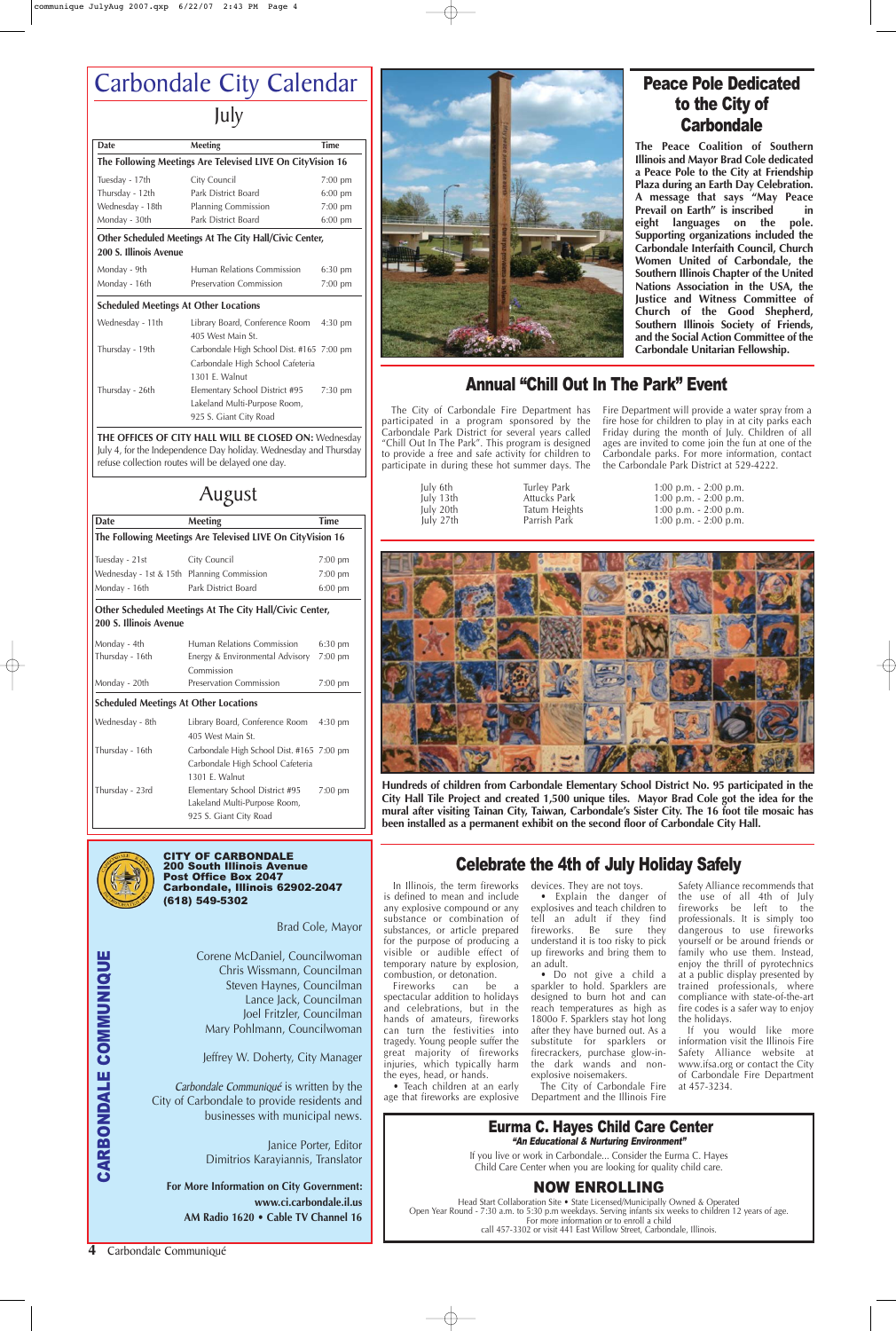# Carbondale City Calendar

## July

| Date | Meeting | Time |
|---|---|---|
| **The Following Meetings Are Televised LIVE On CityVision 16** | | |
| Tuesday - 17th | City Council | 7:00 pm |
| Thursday - 12th | Park District Board | 6:00 pm |
| Wednesday - 18th | Planning Commission | 7:00 pm |
| Monday - 30th | Park District Board | 6:00 pm |
| **Other Scheduled Meetings At The City Hall/Civic Center, 200 S. Illinois Avenue** | | |
| Monday - 9th | Human Relations Commission | 6:30 pm |
| Monday - 16th | Preservation Commission | 7:00 pm |
| **Scheduled Meetings At Other Locations** | | |
| Wednesday - 11th | Library Board, Conference Room 405 West Main St. | 4:30 pm |
| Thursday - 19th | Carbondale High School Dist. #165 Carbondale High School Cafeteria 1301 E. Walnut | 7:00 pm |
| Thursday - 26th | Elementary School District #95 Lakeland Multi-Purpose Room, 925 S. Giant City Road | 7:30 pm |

**THE OFFICES OF CITY HALL WILL BE CLOSED ON:** Wednesday July 4, for the Independence Day holiday. Wednesday and Thursday refuse collection routes will be delayed one day.

## August

| Date | Meeting | Time |
|---|---|---|
| **The Following Meetings Are Televised LIVE On CityVision 16** | | |
| Tuesday - 21st | City Council | 7:00 pm |
| Wednesday - 1st & 15th | Planning Commission | 7:00 pm |
| Monday - 16th | Park District Board | 6:00 pm |
| **Other Scheduled Meetings At The City Hall/Civic Center, 200 S. Illinois Avenue** | | |
| Monday - 4th | Human Relations Commission | 6:30 pm |
| Thursday - 16th | Energy & Environmental Advisory Commission | 7:00 pm |
| Monday - 20th | Preservation Commission | 7:00 pm |
| **Scheduled Meetings At Other Locations** | | |
| Wednesday - 8th | Library Board, Conference Room 405 West Main St. | 4:30 pm |
| Thursday - 16th | Carbondale High School Dist. #165 Carbondale High School Cafeteria 1301 E. Walnut | 7:00 pm |
| Thursday - 23rd | Elementary School District #95 Lakeland Multi-Purpose Room, 925 S. Giant City Road | 7:00 pm |

# Peace Pole Dedicated to the City of Carbondale

**The Peace Coalition of Southern Illinois and Mayor Brad Cole dedicated a Peace Pole to the City at Friendship Plaza during an Earth Day Celebration. A message that says "May Peace Prevail on Earth" is inscribed in eight languages on the pole. Supporting organizations included the Carbondale Interfaith Council, Church Women United of Carbondale, the Southern Illinois Chapter of the United Nations Association in the USA, the Justice and Witness Committee of Church of the Good Shepherd, Southern Illinois Society of Friends, and the Social Action Committee of the Carbondale Unitarian Fellowship.**

# Annual "Chill Out In The Park" Event

The City of Carbondale Fire Department has participated in a program sponsored by the Carbondale Park District for several years called "Chill Out In The Park". This program is designed to provide a free and safe activity for children to participate in during these hot summer days. The Fire Department will provide a water spray from a fire hose for children to play in at city parks each Friday during the month of July. Children of all ages are invited to come join the fun at one of the Carbondale parks. For more information, contact the Carbondale Park District at 529-4222.

| | | |
|---|---|---|
| July 6th | Turley Park | 1:00 p.m. - 2:00 p.m. |
| July 13th | Attucks Park | 1:00 p.m. - 2:00 p.m. |
| July 20th | Tatum Heights | 1:00 p.m. - 2:00 p.m. |
| July 27th | Parrish Park | 1:00 p.m. - 2:00 p.m. |

**Hundreds of children from Carbondale Elementary School District No. 95 participated in the City Hall Tile Project and created 1,500 unique tiles. Mayor Brad Cole got the idea for the mural after visiting Tainan City, Taiwan, Carbondale's Sister City. The 16 foot tile mosaic has been installed as a permanent exhibit on the second floor of Carbondale City Hall.**

# Celebrate the 4th of July Holiday Safely

In Illinois, the term fireworks is defined to mean and include any explosive compound or any substance or combination of substances, or article prepared for the purpose of producing a visible or audible effect of temporary nature by explosion, combustion, or detonation.

Fireworks can be a spectacular addition to holidays and celebrations, but in the hands of amateurs, fireworks can turn the festivities into tragedy. Young people suffer the great majority of fireworks injuries, which typically harm the eyes, head, or hands.

- Teach children at an early age that fireworks are explosive devices. They are not toys.
- Explain the danger of explosives and teach children to tell an adult if they find fireworks. Be sure they understand it is too risky to pick up fireworks and bring them to an adult.
- Do not give a child a sparkler to hold. Sparklers are designed to burn hot and can reach temperatures as high as 1800o F. Sparklers stay hot long after they have burned out. As a substitute for sparklers or firecrackers, purchase glow-in-the dark wands and non-explosive noisemakers.

The City of Carbondale Fire Department and the Illinois Fire Safety Alliance recommends that the use of all 4th of July fireworks be left to the professionals. It is simply too dangerous to use fireworks yourself or be around friends or family who use them. Instead, enjoy the thrill of pyrotechnics at a public display presented by trained professionals, where compliance with state-of-the-art fire codes is a safer way to enjoy the holidays.

If you would like more information visit the Illinois Fire Safety Alliance website at www.ifsa.org or contact the City of Carbondale Fire Department at 457-3234.

## Eurma C. Hayes Child Care Center

***"An Educational & Nurturing Environment"***

If you live or work in Carbondale... Consider the Eurma C. Hayes Child Care Center when you are looking for quality child care.

## NOW ENROLLING

Head Start Collaboration Site • State Licensed/Municipally Owned & Operated
Open Year Round - 7:30 a.m. to 5:30 p.m weekdays. Serving infants six weeks to children 12 years of age.
For more information or to enroll a child
call 457-3302 or visit 441 East Willow Street, Carbondale, Illinois.

## CARBONDALE COMMUNIQUE

**CITY OF CARBONDALE**
**200 South Illinois Avenue**
**Post Office Box 2047**
**Carbondale, Illinois 62902-2047**
**(618) 549-5302**

Brad Cole, Mayor

Corene McDaniel, Councilwoman
Chris Wissmann, Councilman
Steven Haynes, Councilman
Lance Jack, Councilman
Joel Fritzler, Councilman
Mary Pohlmann, Councilwoman

Jeffrey W. Doherty, City Manager

*Carbondale Communiqué* is written by the City of Carbondale to provide residents and businesses with municipal news.

Janice Porter, Editor
Dimitrios Karayiannis, Translator

**For More Information on City Government:**
**www.ci.carbondale.il.us**
**AM Radio 1620 • Cable TV Channel 16**